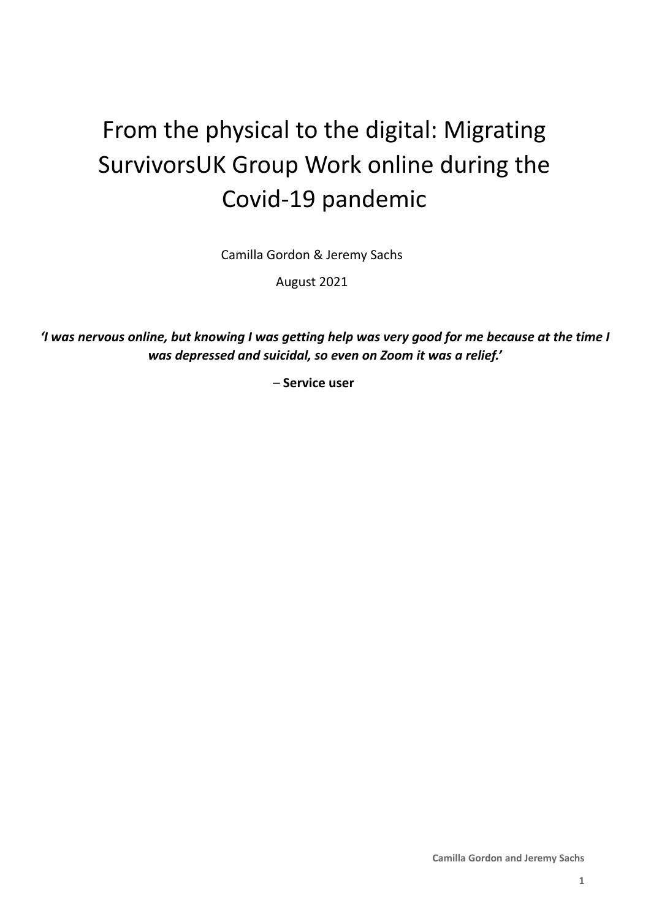# From the physical to the digital: Migrating SurvivorsUK Group Work online during the Covid-19 pandemic

Camilla Gordon & Jeremy Sachs

August 2021

***'I was nervous online, but knowing I was getting help was very good for me because at the time I was depressed and suicidal, so even on Zoom it was a relief.'***

– **Service user**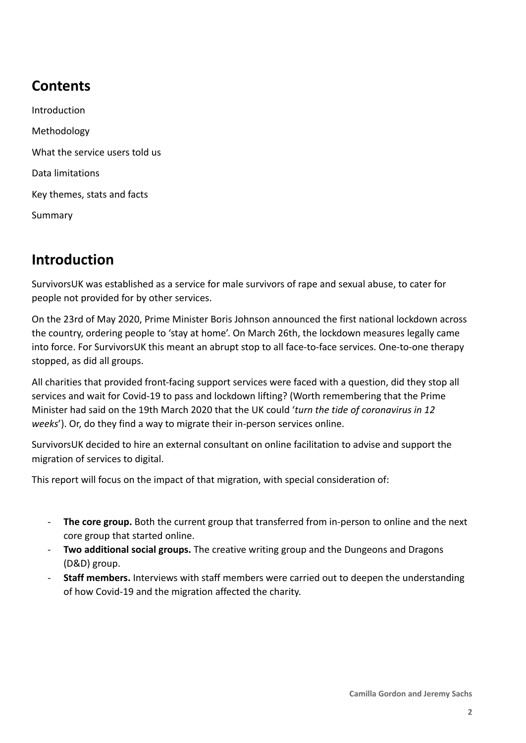## Contents

Introduction

Methodology

What the service users told us

Data limitations

Key themes, stats and facts

Summary

## Introduction

SurvivorsUK was established as a service for male survivors of rape and sexual abuse, to cater for people not provided for by other services.

On the 23rd of May 2020, Prime Minister Boris Johnson announced the first national lockdown across the country, ordering people to 'stay at home'. On March 26th, the lockdown measures legally came into force. For SurvivorsUK this meant an abrupt stop to all face-to-face services. One-to-one therapy stopped, as did all groups.

All charities that provided front-facing support services were faced with a question, did they stop all services and wait for Covid-19 to pass and lockdown lifting? (Worth remembering that the Prime Minister had said on the 19th March 2020 that the UK could '*turn the tide of coronavirus in 12 weeks*'). Or, do they find a way to migrate their in-person services online.

SurvivorsUK decided to hire an external consultant on online facilitation to advise and support the migration of services to digital.

This report will focus on the impact of that migration, with special consideration of:

- **The core group.** Both the current group that transferred from in-person to online and the next core group that started online.
- **Two additional social groups.** The creative writing group and the Dungeons and Dragons (D&D) group.
- **Staff members.** Interviews with staff members were carried out to deepen the understanding of how Covid-19 and the migration affected the charity.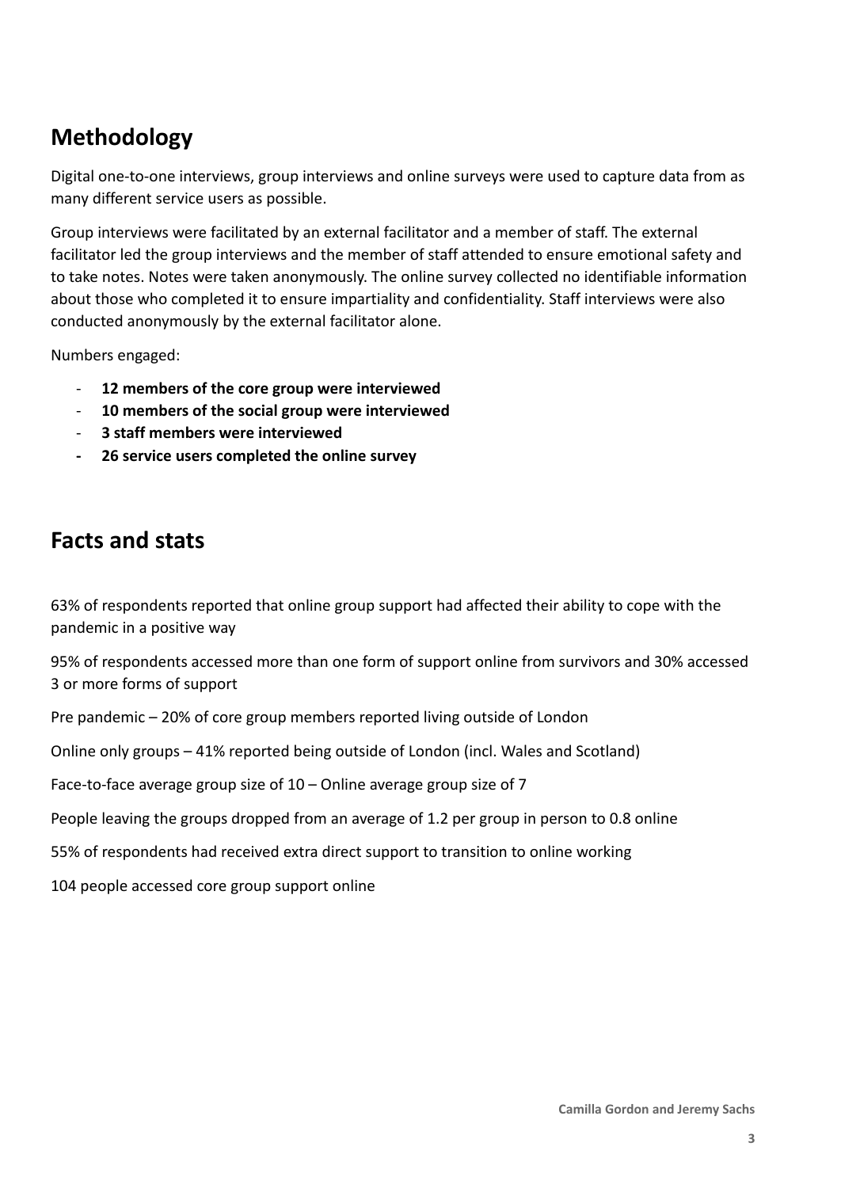## Methodology

Digital one-to-one interviews, group interviews and online surveys were used to capture data from as many different service users as possible.

Group interviews were facilitated by an external facilitator and a member of staff. The external facilitator led the group interviews and the member of staff attended to ensure emotional safety and to take notes. Notes were taken anonymously. The online survey collected no identifiable information about those who completed it to ensure impartiality and confidentiality. Staff interviews were also conducted anonymously by the external facilitator alone.

Numbers engaged:

- **12 members of the core group were interviewed**
- **10 members of the social group were interviewed**
- **3 staff members were interviewed**
- **26 service users completed the online survey**

## Facts and stats

63% of respondents reported that online group support had affected their ability to cope with the pandemic in a positive way

95% of respondents accessed more than one form of support online from survivors and 30% accessed 3 or more forms of support

Pre pandemic – 20% of core group members reported living outside of London

Online only groups – 41% reported being outside of London (incl. Wales and Scotland)

Face-to-face average group size of 10 – Online average group size of 7

People leaving the groups dropped from an average of 1.2 per group in person to 0.8 online

55% of respondents had received extra direct support to transition to online working

104 people accessed core group support online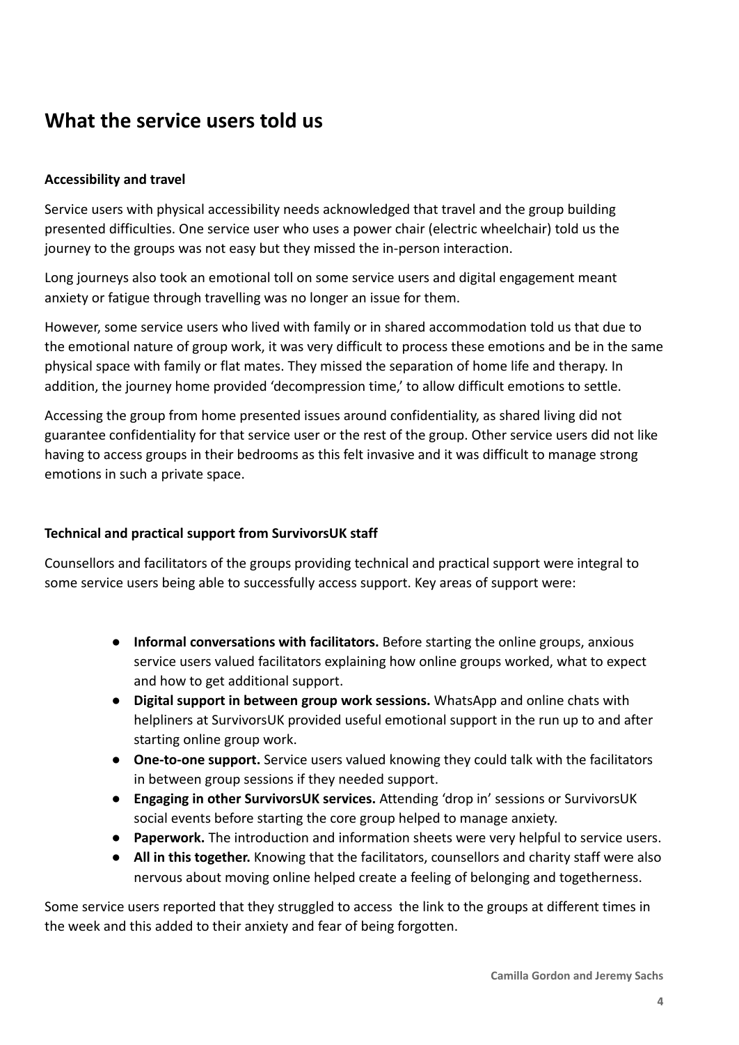## What the service users told us

### Accessibility and travel

Service users with physical accessibility needs acknowledged that travel and the group building presented difficulties. One service user who uses a power chair (electric wheelchair) told us the journey to the groups was not easy but they missed the in-person interaction.

Long journeys also took an emotional toll on some service users and digital engagement meant anxiety or fatigue through travelling was no longer an issue for them.

However, some service users who lived with family or in shared accommodation told us that due to the emotional nature of group work, it was very difficult to process these emotions and be in the same physical space with family or flat mates. They missed the separation of home life and therapy. In addition, the journey home provided 'decompression time,' to allow difficult emotions to settle.

Accessing the group from home presented issues around confidentiality, as shared living did not guarantee confidentiality for that service user or the rest of the group. Other service users did not like having to access groups in their bedrooms as this felt invasive and it was difficult to manage strong emotions in such a private space.

### Technical and practical support from SurvivorsUK staff

Counsellors and facilitators of the groups providing technical and practical support were integral to some service users being able to successfully access support. Key areas of support were:

- **Informal conversations with facilitators.** Before starting the online groups, anxious service users valued facilitators explaining how online groups worked, what to expect and how to get additional support.
- **Digital support in between group work sessions.** WhatsApp and online chats with helpliners at SurvivorsUK provided useful emotional support in the run up to and after starting online group work.
- **One-to-one support.** Service users valued knowing they could talk with the facilitators in between group sessions if they needed support.
- **Engaging in other SurvivorsUK services.** Attending 'drop in' sessions or SurvivorsUK social events before starting the core group helped to manage anxiety.
- **Paperwork.** The introduction and information sheets were very helpful to service users.
- **All in this together.** Knowing that the facilitators, counsellors and charity staff were also nervous about moving online helped create a feeling of belonging and togetherness.

Some service users reported that they struggled to access the link to the groups at different times in the week and this added to their anxiety and fear of being forgotten.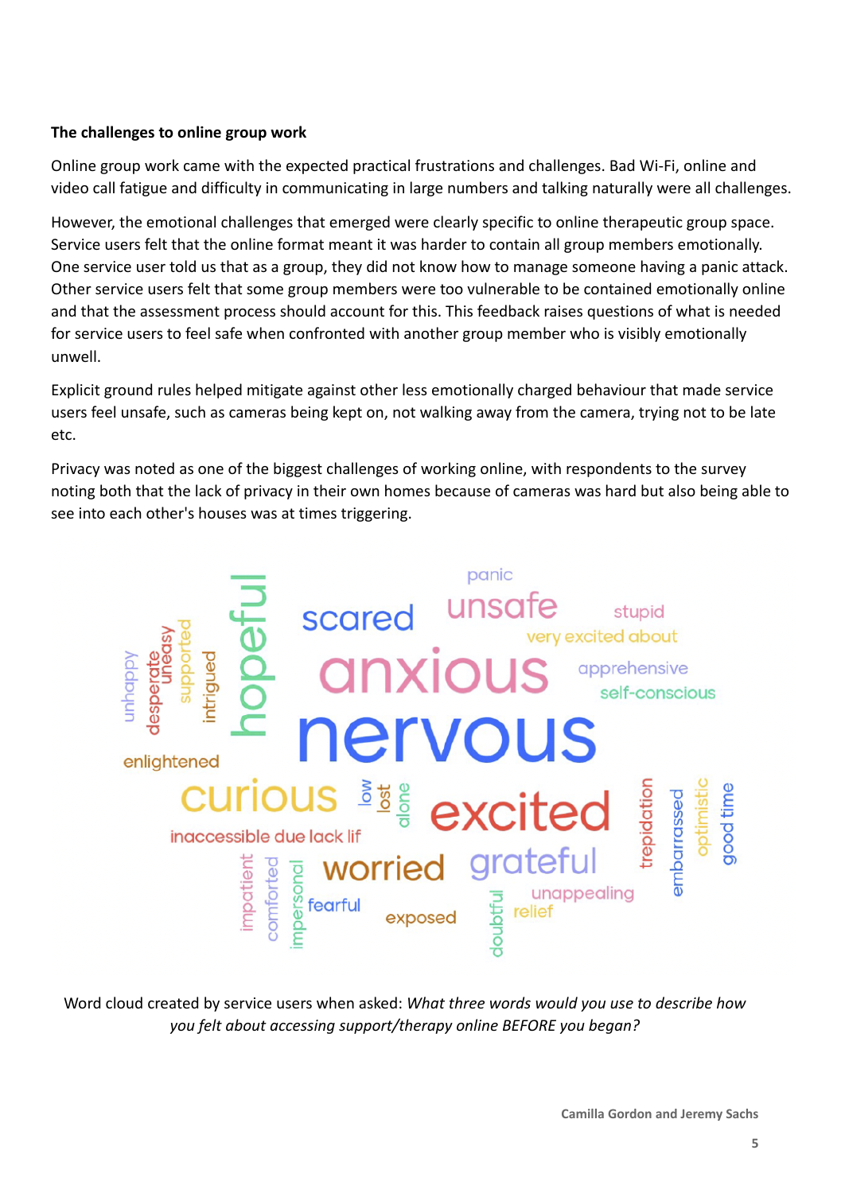**The challenges to online group work**

Online group work came with the expected practical frustrations and challenges. Bad Wi-Fi, online and video call fatigue and difficulty in communicating in large numbers and talking naturally were all challenges.

However, the emotional challenges that emerged were clearly specific to online therapeutic group space. Service users felt that the online format meant it was harder to contain all group members emotionally. One service user told us that as a group, they did not know how to manage someone having a panic attack. Other service users felt that some group members were too vulnerable to be contained emotionally online and that the assessment process should account for this. This feedback raises questions of what is needed for service users to feel safe when confronted with another group member who is visibly emotionally unwell.

Explicit ground rules helped mitigate against other less emotionally charged behaviour that made service users feel unsafe, such as cameras being kept on, not walking away from the camera, trying not to be late etc.

Privacy was noted as one of the biggest challenges of working online, with respondents to the survey noting both that the lack of privacy in their own homes because of cameras was hard but also being able to see into each other's houses was at times triggering.

Word cloud created by service users when asked: *What three words would you use to describe how you felt about accessing support/therapy online BEFORE you began?*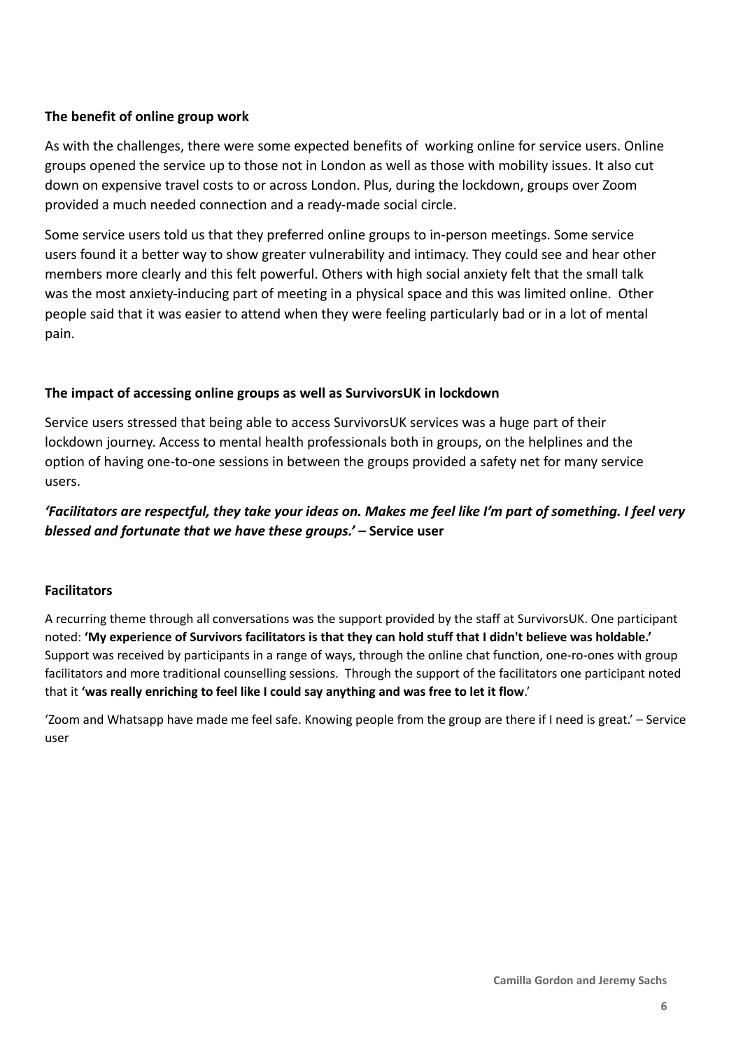**The benefit of online group work**

As with the challenges, there were some expected benefits of working online for service users. Online groups opened the service up to those not in London as well as those with mobility issues. It also cut down on expensive travel costs to or across London. Plus, during the lockdown, groups over Zoom provided a much needed connection and a ready-made social circle.

Some service users told us that they preferred online groups to in-person meetings. Some service users found it a better way to show greater vulnerability and intimacy. They could see and hear other members more clearly and this felt powerful. Others with high social anxiety felt that the small talk was the most anxiety-inducing part of meeting in a physical space and this was limited online. Other people said that it was easier to attend when they were feeling particularly bad or in a lot of mental pain.

**The impact of accessing online groups as well as SurvivorsUK in lockdown**

Service users stressed that being able to access SurvivorsUK services was a huge part of their lockdown journey. Access to mental health professionals both in groups, on the helplines and the option of having one-to-one sessions in between the groups provided a safety net for many service users.

***'Facilitators are respectful, they take your ideas on. Makes me feel like I'm part of something. I feel very blessed and fortunate that we have these groups.'*** **– Service user**

**Facilitators**

A recurring theme through all conversations was the support provided by the staff at SurvivorsUK. One participant noted: **'My experience of Survivors facilitators is that they can hold stuff that I didn't believe was holdable.'** Support was received by participants in a range of ways, through the online chat function, one-ro-ones with group facilitators and more traditional counselling sessions. Through the support of the facilitators one participant noted that it **'was really enriching to feel like I could say anything and was free to let it flow**.'

'Zoom and Whatsapp have made me feel safe. Knowing people from the group are there if I need is great.' – Service user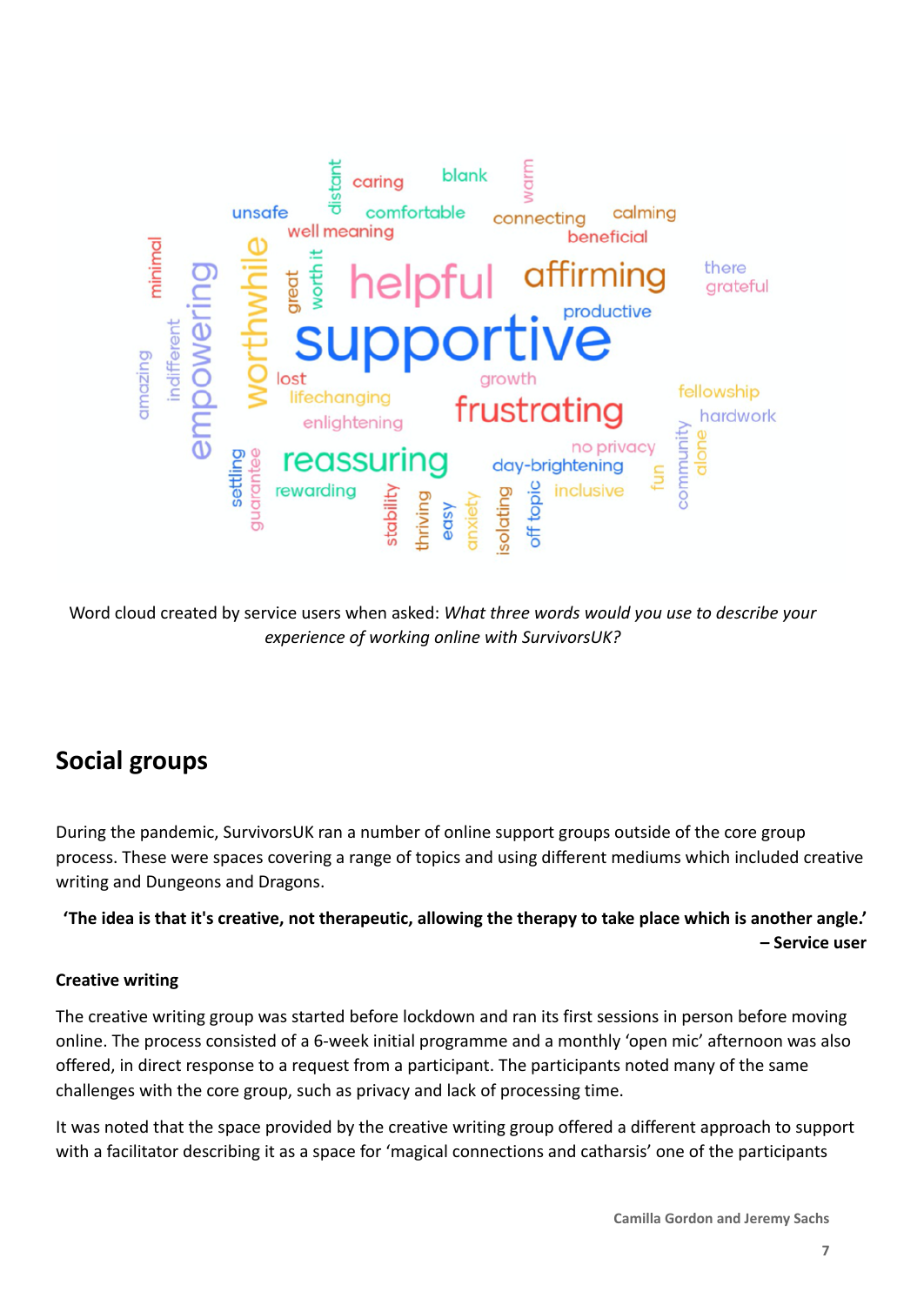Word cloud created by service users when asked: *What three words would you use to describe your experience of working online with SurvivorsUK?*

## Social groups

During the pandemic, SurvivorsUK ran a number of online support groups outside of the core group process. These were spaces covering a range of topics and using different mediums which included creative writing and Dungeons and Dragons.

> **'The idea is that it's creative, not therapeutic, allowing the therapy to take place which is another angle.' – Service user**

### Creative writing

The creative writing group was started before lockdown and ran its first sessions in person before moving online. The process consisted of a 6-week initial programme and a monthly 'open mic' afternoon was also offered, in direct response to a request from a participant. The participants noted many of the same challenges with the core group, such as privacy and lack of processing time.

It was noted that the space provided by the creative writing group offered a different approach to support with a facilitator describing it as a space for 'magical connections and catharsis' one of the participants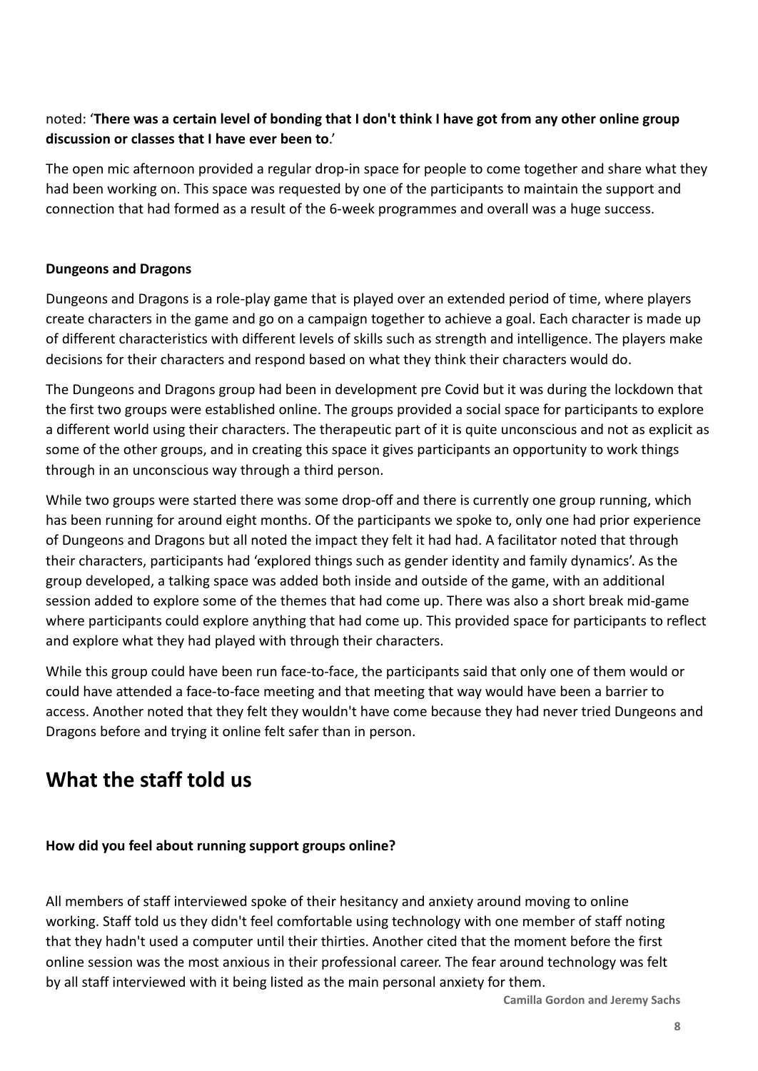noted: '**There was a certain level of bonding that I don't think I have got from any other online group discussion or classes that I have ever been to**.'

The open mic afternoon provided a regular drop-in space for people to come together and share what they had been working on. This space was requested by one of the participants to maintain the support and connection that had formed as a result of the 6-week programmes and overall was a huge success.

**Dungeons and Dragons**

Dungeons and Dragons is a role-play game that is played over an extended period of time, where players create characters in the game and go on a campaign together to achieve a goal. Each character is made up of different characteristics with different levels of skills such as strength and intelligence. The players make decisions for their characters and respond based on what they think their characters would do.

The Dungeons and Dragons group had been in development pre Covid but it was during the lockdown that the first two groups were established online. The groups provided a social space for participants to explore a different world using their characters. The therapeutic part of it is quite unconscious and not as explicit as some of the other groups, and in creating this space it gives participants an opportunity to work things through in an unconscious way through a third person.

While two groups were started there was some drop-off and there is currently one group running, which has been running for around eight months. Of the participants we spoke to, only one had prior experience of Dungeons and Dragons but all noted the impact they felt it had had. A facilitator noted that through their characters, participants had 'explored things such as gender identity and family dynamics'. As the group developed, a talking space was added both inside and outside of the game, with an additional session added to explore some of the themes that had come up. There was also a short break mid-game where participants could explore anything that had come up. This provided space for participants to reflect and explore what they had played with through their characters.

While this group could have been run face-to-face, the participants said that only one of them would or could have attended a face-to-face meeting and that meeting that way would have been a barrier to access. Another noted that they felt they wouldn't have come because they had never tried Dungeons and Dragons before and trying it online felt safer than in person.

## What the staff told us

**How did you feel about running support groups online?**

All members of staff interviewed spoke of their hesitancy and anxiety around moving to online working. Staff told us they didn't feel comfortable using technology with one member of staff noting that they hadn't used a computer until their thirties. Another cited that the moment before the first online session was the most anxious in their professional career. The fear around technology was felt by all staff interviewed with it being listed as the main personal anxiety for them.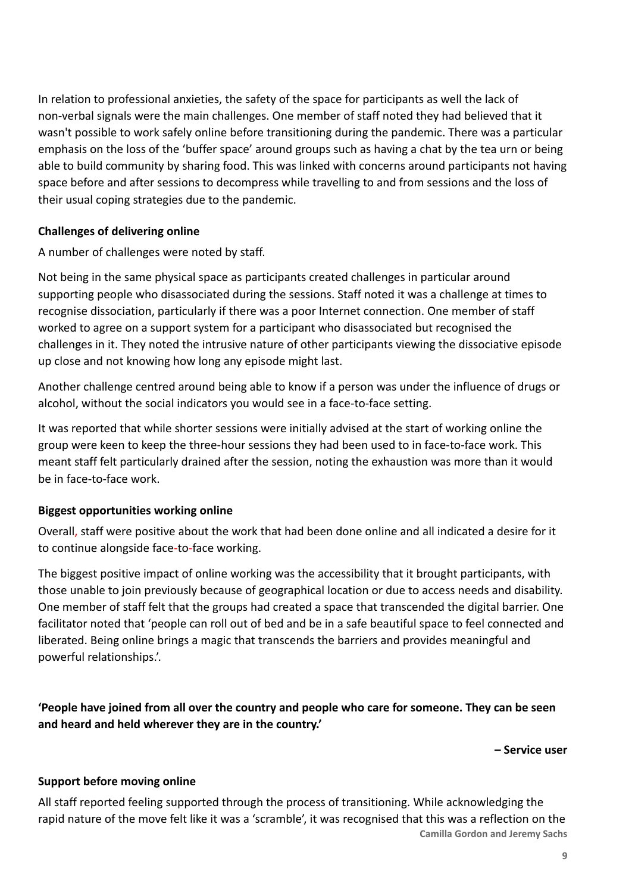In relation to professional anxieties, the safety of the space for participants as well the lack of non-verbal signals were the main challenges. One member of staff noted they had believed that it wasn't possible to work safely online before transitioning during the pandemic. There was a particular emphasis on the loss of the 'buffer space' around groups such as having a chat by the tea urn or being able to build community by sharing food. This was linked with concerns around participants not having space before and after sessions to decompress while travelling to and from sessions and the loss of their usual coping strategies due to the pandemic.

**Challenges of delivering online**

A number of challenges were noted by staff.

Not being in the same physical space as participants created challenges in particular around supporting people who disassociated during the sessions. Staff noted it was a challenge at times to recognise dissociation, particularly if there was a poor Internet connection. One member of staff worked to agree on a support system for a participant who disassociated but recognised the challenges in it. They noted the intrusive nature of other participants viewing the dissociative episode up close and not knowing how long any episode might last.

Another challenge centred around being able to know if a person was under the influence of drugs or alcohol, without the social indicators you would see in a face-to-face setting.

It was reported that while shorter sessions were initially advised at the start of working online the group were keen to keep the three-hour sessions they had been used to in face-to-face work. This meant staff felt particularly drained after the session, noting the exhaustion was more than it would be in face-to-face work.

**Biggest opportunities working online**

Overall, staff were positive about the work that had been done online and all indicated a desire for it to continue alongside face-to-face working.

The biggest positive impact of online working was the accessibility that it brought participants, with those unable to join previously because of geographical location or due to access needs and disability. One member of staff felt that the groups had created a space that transcended the digital barrier. One facilitator noted that 'people can roll out of bed and be in a safe beautiful space to feel connected and liberated. Being online brings a magic that transcends the barriers and provides meaningful and powerful relationships.'.

**'People have joined from all over the country and people who care for someone. They can be seen and heard and held wherever they are in the country.'**

**– Service user**

**Support before moving online**

All staff reported feeling supported through the process of transitioning. While acknowledging the rapid nature of the move felt like it was a 'scramble', it was recognised that this was a reflection on the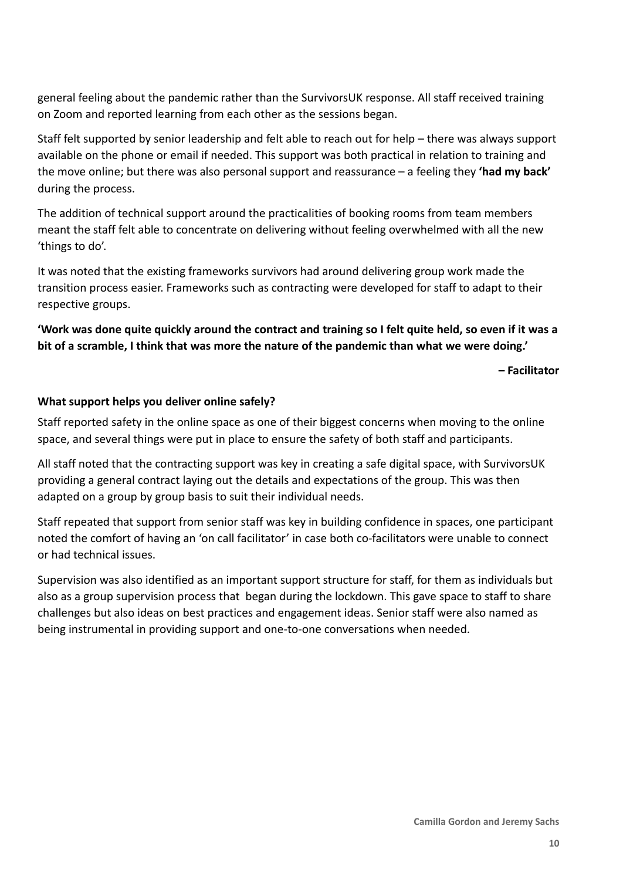general feeling about the pandemic rather than the SurvivorsUK response. All staff received training on Zoom and reported learning from each other as the sessions began.

Staff felt supported by senior leadership and felt able to reach out for help – there was always support available on the phone or email if needed. This support was both practical in relation to training and the move online; but there was also personal support and reassurance – a feeling they **'had my back'** during the process.

The addition of technical support around the practicalities of booking rooms from team members meant the staff felt able to concentrate on delivering without feeling overwhelmed with all the new 'things to do'.

It was noted that the existing frameworks survivors had around delivering group work made the transition process easier. Frameworks such as contracting were developed for staff to adapt to their respective groups.

**'Work was done quite quickly around the contract and training so I felt quite held, so even if it was a bit of a scramble, I think that was more the nature of the pandemic than what we were doing.'**

**– Facilitator**

**What support helps you deliver online safely?**

Staff reported safety in the online space as one of their biggest concerns when moving to the online space, and several things were put in place to ensure the safety of both staff and participants.

All staff noted that the contracting support was key in creating a safe digital space, with SurvivorsUK providing a general contract laying out the details and expectations of the group. This was then adapted on a group by group basis to suit their individual needs.

Staff repeated that support from senior staff was key in building confidence in spaces, one participant noted the comfort of having an 'on call facilitator' in case both co-facilitators were unable to connect or had technical issues.

Supervision was also identified as an important support structure for staff, for them as individuals but also as a group supervision process that began during the lockdown. This gave space to staff to share challenges but also ideas on best practices and engagement ideas. Senior staff were also named as being instrumental in providing support and one-to-one conversations when needed.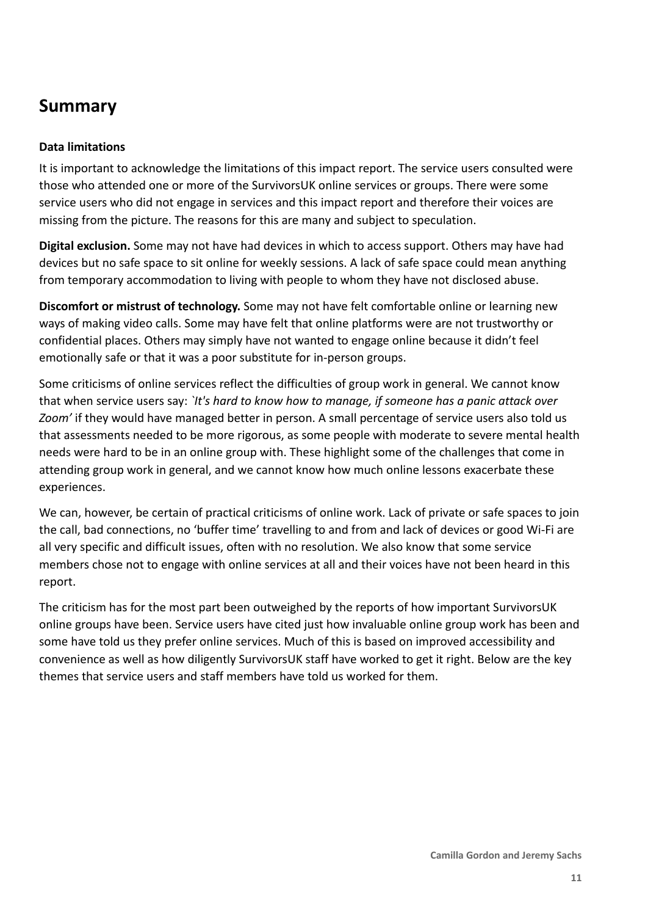## Summary

**Data limitations**

It is important to acknowledge the limitations of this impact report. The service users consulted were those who attended one or more of the SurvivorsUK online services or groups. There were some service users who did not engage in services and this impact report and therefore their voices are missing from the picture. The reasons for this are many and subject to speculation.

**Digital exclusion.** Some may not have had devices in which to access support. Others may have had devices but no safe space to sit online for weekly sessions. A lack of safe space could mean anything from temporary accommodation to living with people to whom they have not disclosed abuse.

**Discomfort or mistrust of technology.** Some may not have felt comfortable online or learning new ways of making video calls. Some may have felt that online platforms were are not trustworthy or confidential places. Others may simply have not wanted to engage online because it didn't feel emotionally safe or that it was a poor substitute for in-person groups.

Some criticisms of online services reflect the difficulties of group work in general. We cannot know that when service users say: *`It's hard to know how to manage, if someone has a panic attack over Zoom'* if they would have managed better in person. A small percentage of service users also told us that assessments needed to be more rigorous, as some people with moderate to severe mental health needs were hard to be in an online group with. These highlight some of the challenges that come in attending group work in general, and we cannot know how much online lessons exacerbate these experiences.

We can, however, be certain of practical criticisms of online work. Lack of private or safe spaces to join the call, bad connections, no 'buffer time' travelling to and from and lack of devices or good Wi-Fi are all very specific and difficult issues, often with no resolution. We also know that some service members chose not to engage with online services at all and their voices have not been heard in this report.

The criticism has for the most part been outweighed by the reports of how important SurvivorsUK online groups have been. Service users have cited just how invaluable online group work has been and some have told us they prefer online services. Much of this is based on improved accessibility and convenience as well as how diligently SurvivorsUK staff have worked to get it right. Below are the key themes that service users and staff members have told us worked for them.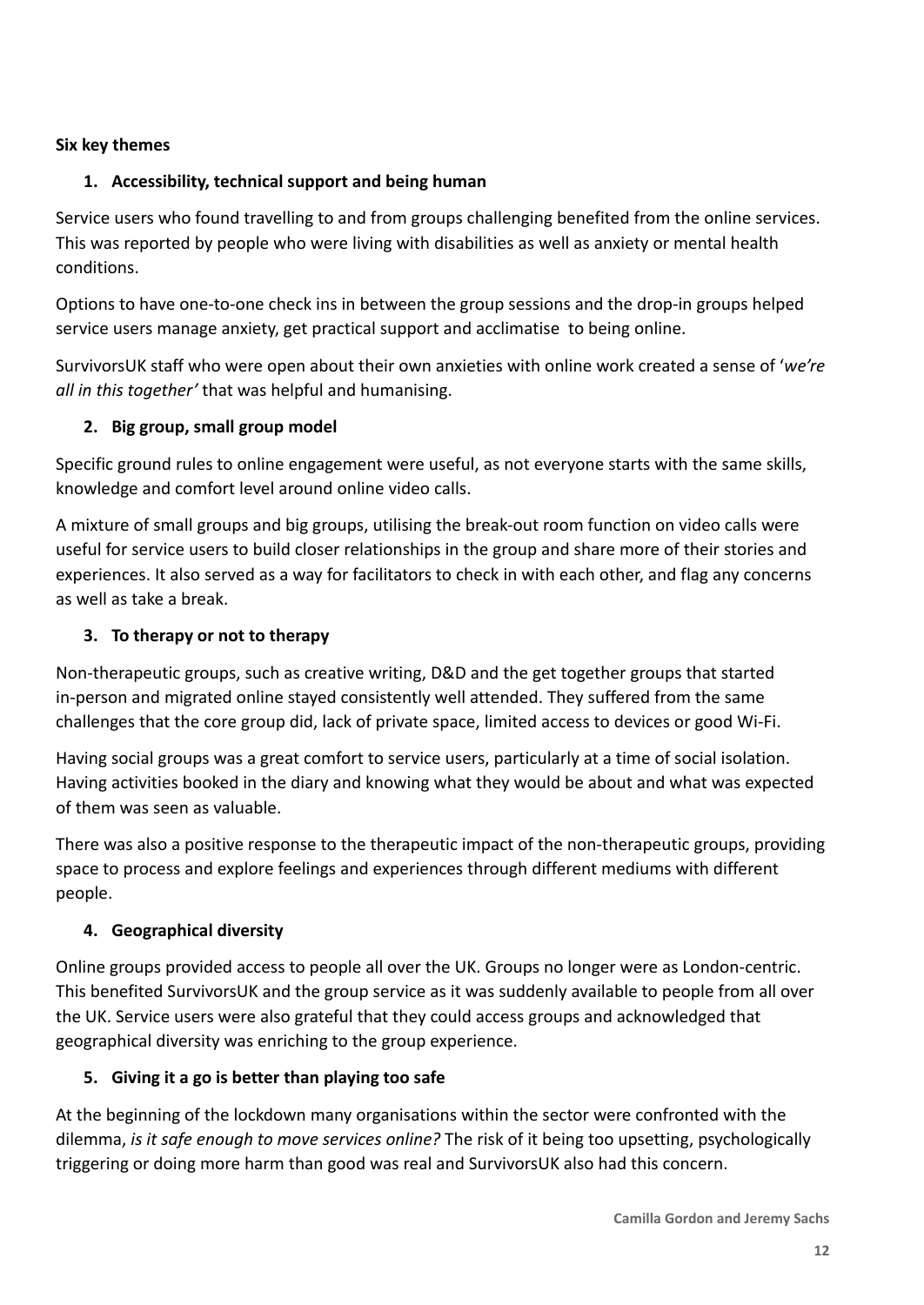**Six key themes**

1. **Accessibility, technical support and being human**

Service users who found travelling to and from groups challenging benefited from the online services. This was reported by people who were living with disabilities as well as anxiety or mental health conditions.

Options to have one-to-one check ins in between the group sessions and the drop-in groups helped service users manage anxiety, get practical support and acclimatise to being online.

SurvivorsUK staff who were open about their own anxieties with online work created a sense of '*we're all in this together'* that was helpful and humanising.

2. **Big group, small group model**

Specific ground rules to online engagement were useful, as not everyone starts with the same skills, knowledge and comfort level around online video calls.

A mixture of small groups and big groups, utilising the break-out room function on video calls were useful for service users to build closer relationships in the group and share more of their stories and experiences. It also served as a way for facilitators to check in with each other, and flag any concerns as well as take a break.

3. **To therapy or not to therapy**

Non-therapeutic groups, such as creative writing, D&D and the get together groups that started in-person and migrated online stayed consistently well attended. They suffered from the same challenges that the core group did, lack of private space, limited access to devices or good Wi-Fi.

Having social groups was a great comfort to service users, particularly at a time of social isolation. Having activities booked in the diary and knowing what they would be about and what was expected of them was seen as valuable.

There was also a positive response to the therapeutic impact of the non-therapeutic groups, providing space to process and explore feelings and experiences through different mediums with different people.

4. **Geographical diversity**

Online groups provided access to people all over the UK. Groups no longer were as London-centric. This benefited SurvivorsUK and the group service as it was suddenly available to people from all over the UK. Service users were also grateful that they could access groups and acknowledged that geographical diversity was enriching to the group experience.

5. **Giving it a go is better than playing too safe**

At the beginning of the lockdown many organisations within the sector were confronted with the dilemma, *is it safe enough to move services online?* The risk of it being too upsetting, psychologically triggering or doing more harm than good was real and SurvivorsUK also had this concern.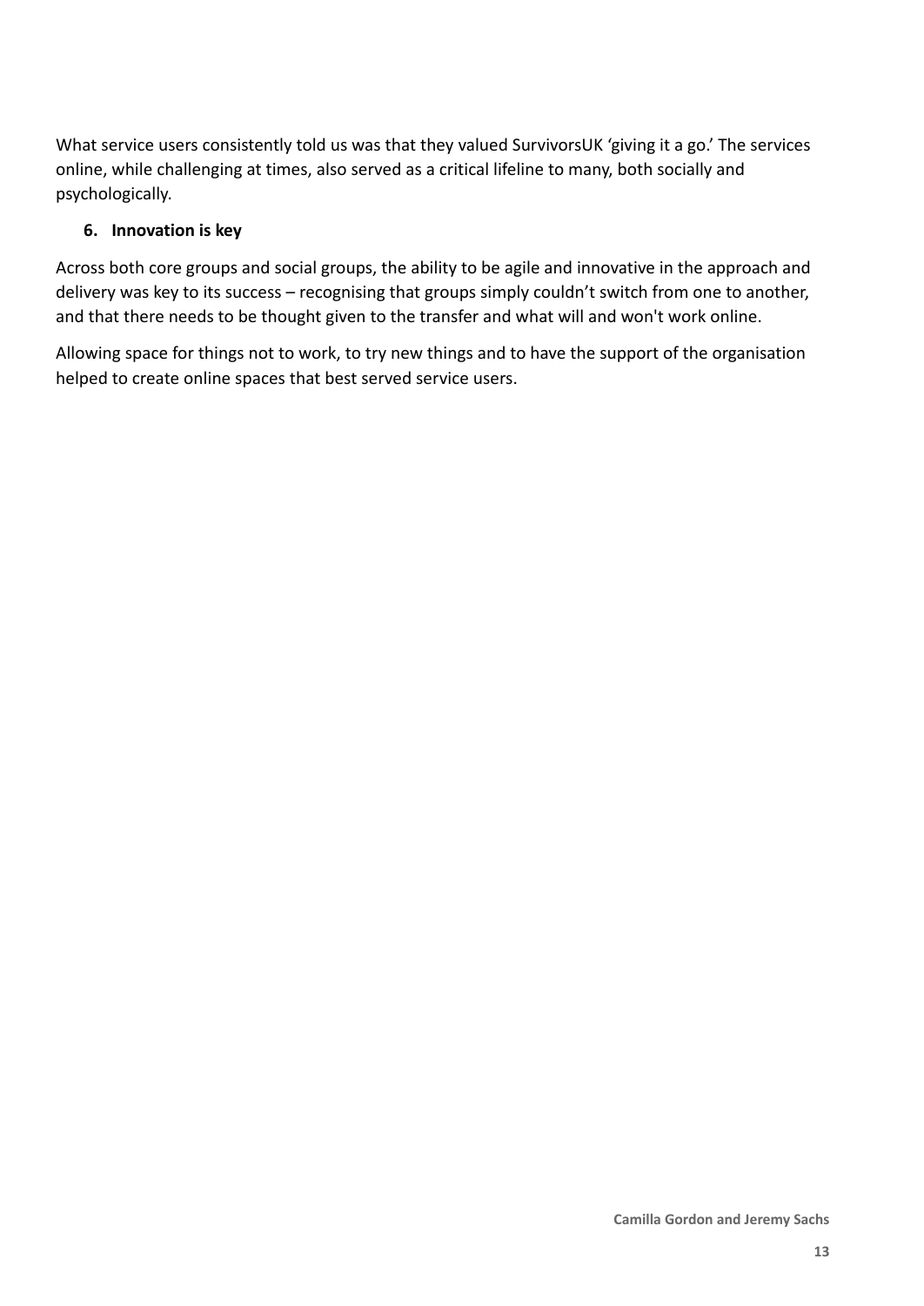What service users consistently told us was that they valued SurvivorsUK 'giving it a go.' The services online, while challenging at times, also served as a critical lifeline to many, both socially and psychologically.

6. **Innovation is key**

Across both core groups and social groups, the ability to be agile and innovative in the approach and delivery was key to its success – recognising that groups simply couldn't switch from one to another, and that there needs to be thought given to the transfer and what will and won't work online.

Allowing space for things not to work, to try new things and to have the support of the organisation helped to create online spaces that best served service users.